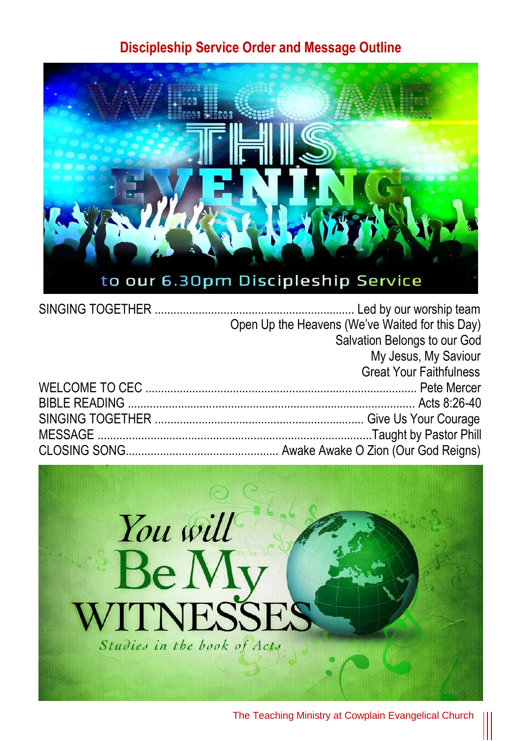## Discipleship Service Order and Message Outline

WELCOME THIS EVENING

to our 6.30pm Discipleship Service

| | |
|---|---|
| SINGING TOGETHER | Led by our worship team |
| | Open Up the Heavens (We've Waited for this Day) |
| | Salvation Belongs to our God |
| | My Jesus, My Saviour |
| | Great Your Faithfulness |
| WELCOME TO CEC | Pete Mercer |
| BIBLE READING | Acts 8:26-40 |
| SINGING TOGETHER | Give Us Your Courage |
| MESSAGE | Taught by Pastor Phill |
| CLOSING SONG | Awake Awake O Zion (Our God Reigns) |

You will Be My WITNESSES

*Studies in the book of Acts*

The Teaching Ministry at Cowplain Evangelical Church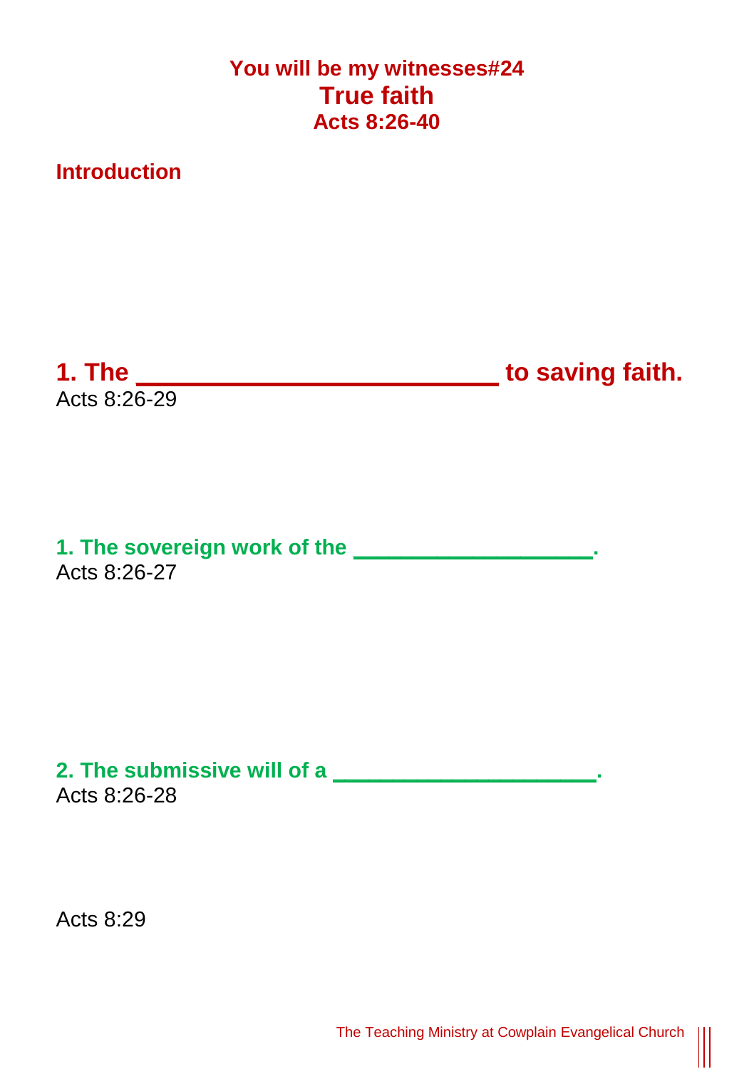# You will be my witnesses#24
# True faith
## Acts 8:26-40

## Introduction

## 1. The _________________________ to saving faith.

Acts 8:26-29

### 1. The sovereign work of the _________________.

Acts 8:26-27

### 2. The submissive will of a ___________________.

Acts 8:26-28

Acts 8:29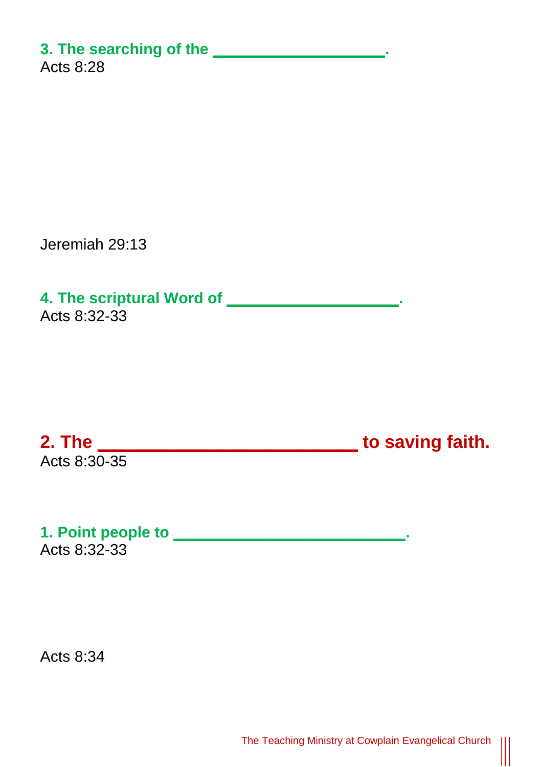**3. The searching of the ___________________.**
Acts 8:28

Jeremiah 29:13

**4. The scriptural Word of ___________________.**
Acts 8:32-33

## 2. The ___________________________ to saving faith.
Acts 8:30-35

**1. Point people to _________________________.**
Acts 8:32-33

Acts 8:34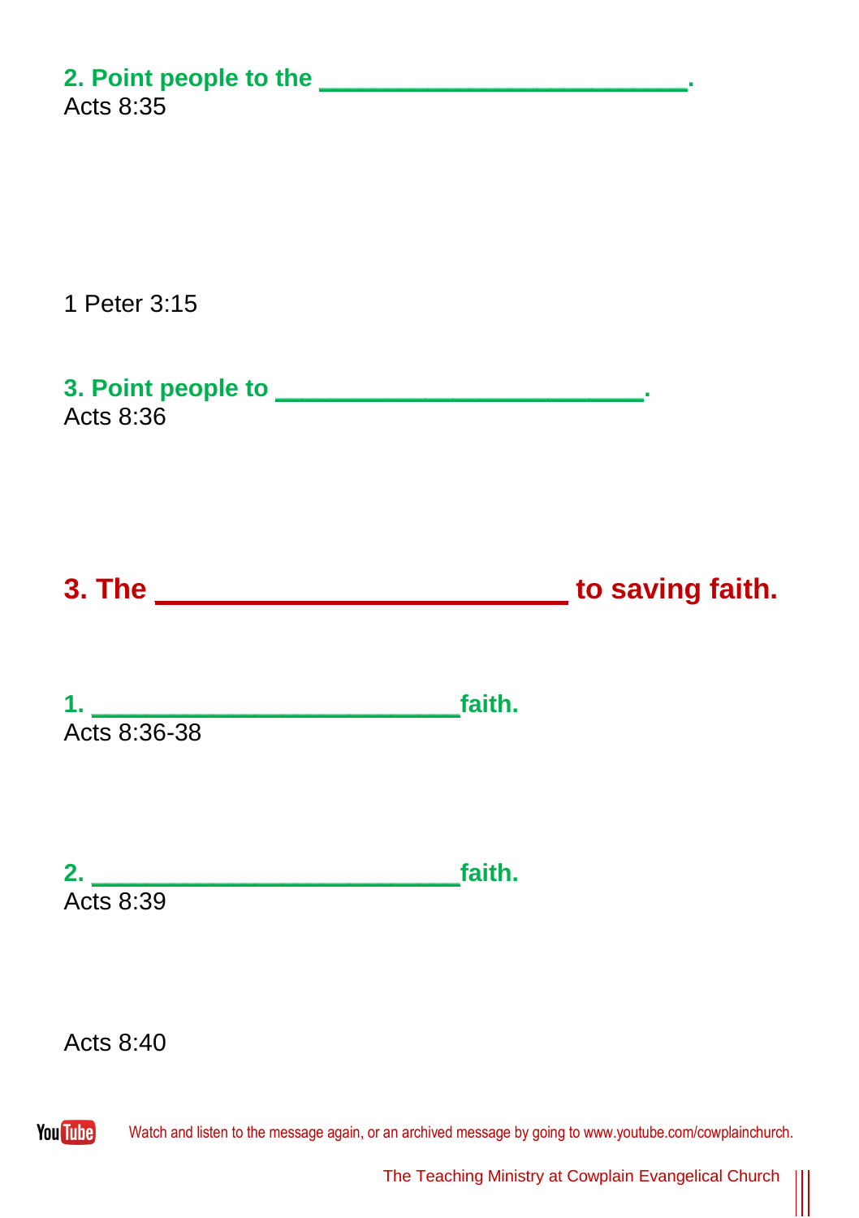**2. Point people to the ________________________.**

Acts 8:35

1 Peter 3:15

**3. Point people to ________________________.**

Acts 8:36

## 3. The __________________________ to saving faith.

**1. ________________________faith.**

Acts 8:36-38

**2. ________________________faith.**

Acts 8:39

Acts 8:40

Watch and listen to the message again, or an archived message by going to www.youtube.com/cowplainchurch.

The Teaching Ministry at Cowplain Evangelical Church